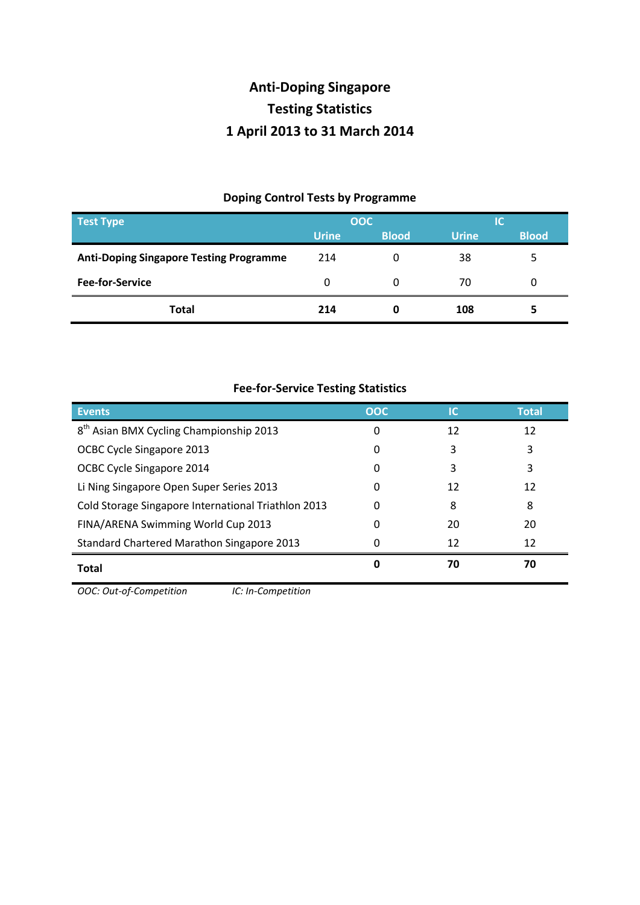# Anti-Doping Singapore
# Testing Statistics
# 1 April 2013 to 31 March 2014

## Doping Control Tests by Programme

| Test Type | OOC | | IC | |
|---|---|---|---|---|
| | Urine | Blood | Urine | Blood |
| **Anti-Doping Singapore Testing Programme** | 214 | 0 | 38 | 5 |
| **Fee-for-Service** | 0 | 0 | 70 | 0 |
| **Total** | **214** | **0** | **108** | **5** |

## Fee-for-Service Testing Statistics

| Events | OOC | IC | Total |
|---|---|---|---|
| 8th Asian BMX Cycling Championship 2013 | 0 | 12 | 12 |
| OCBC Cycle Singapore 2013 | 0 | 3 | 3 |
| OCBC Cycle Singapore 2014 | 0 | 3 | 3 |
| Li Ning Singapore Open Super Series 2013 | 0 | 12 | 12 |
| Cold Storage Singapore International Triathlon 2013 | 0 | 8 | 8 |
| FINA/ARENA Swimming World Cup 2013 | 0 | 20 | 20 |
| Standard Chartered Marathon Singapore 2013 | 0 | 12 | 12 |
| **Total** | **0** | **70** | **70** |

*OOC: Out-of-Competition* *IC: In-Competition*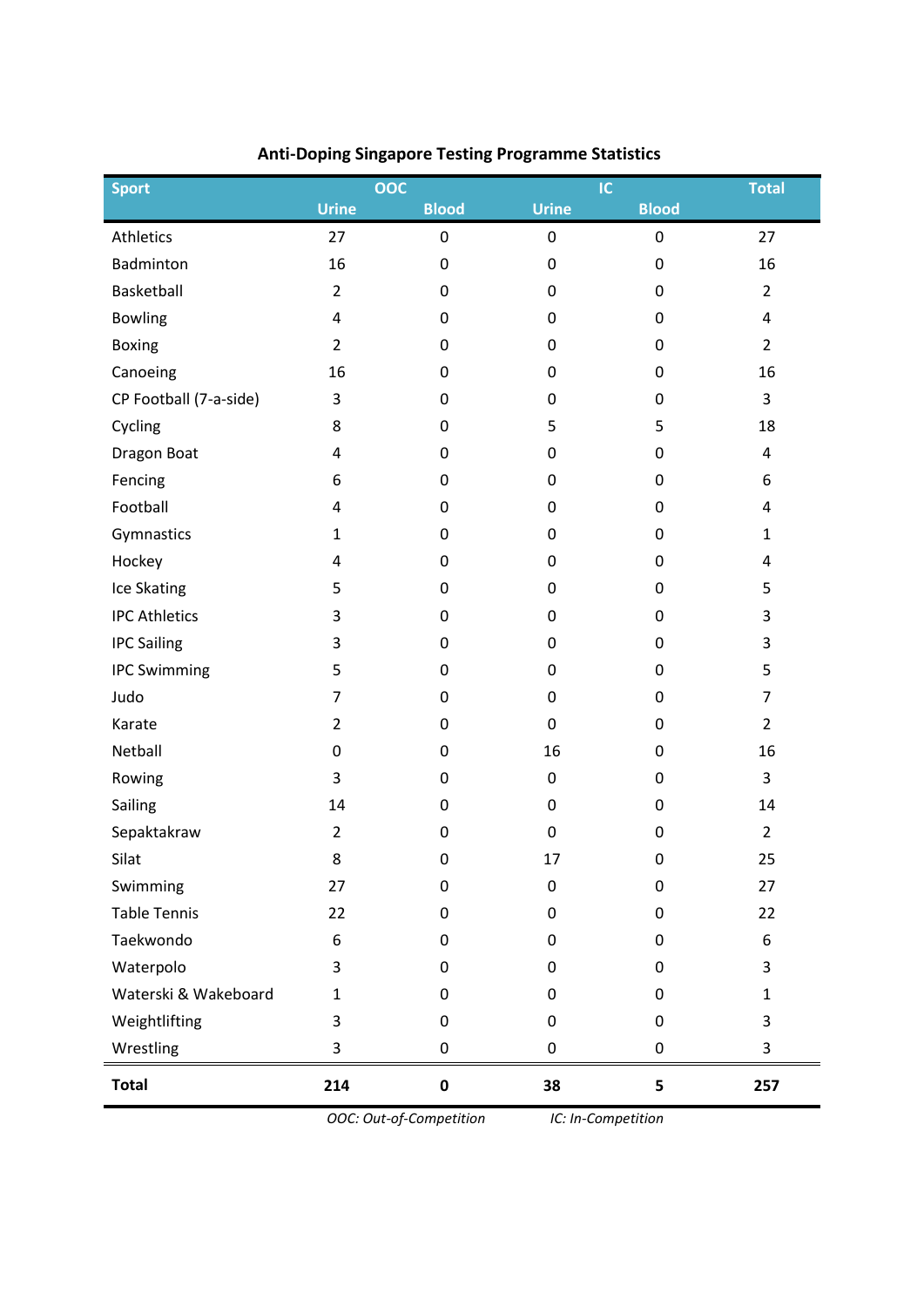**Anti-Doping Singapore Testing Programme Statistics**

| Sport | OOC | | IC | | Total |
|---|---|---|---|---|---|
| | Urine | Blood | Urine | Blood | |
| Athletics | 27 | 0 | 0 | 0 | 27 |
| Badminton | 16 | 0 | 0 | 0 | 16 |
| Basketball | 2 | 0 | 0 | 0 | 2 |
| Bowling | 4 | 0 | 0 | 0 | 4 |
| Boxing | 2 | 0 | 0 | 0 | 2 |
| Canoeing | 16 | 0 | 0 | 0 | 16 |
| CP Football (7-a-side) | 3 | 0 | 0 | 0 | 3 |
| Cycling | 8 | 0 | 5 | 5 | 18 |
| Dragon Boat | 4 | 0 | 0 | 0 | 4 |
| Fencing | 6 | 0 | 0 | 0 | 6 |
| Football | 4 | 0 | 0 | 0 | 4 |
| Gymnastics | 1 | 0 | 0 | 0 | 1 |
| Hockey | 4 | 0 | 0 | 0 | 4 |
| Ice Skating | 5 | 0 | 0 | 0 | 5 |
| IPC Athletics | 3 | 0 | 0 | 0 | 3 |
| IPC Sailing | 3 | 0 | 0 | 0 | 3 |
| IPC Swimming | 5 | 0 | 0 | 0 | 5 |
| Judo | 7 | 0 | 0 | 0 | 7 |
| Karate | 2 | 0 | 0 | 0 | 2 |
| Netball | 0 | 0 | 16 | 0 | 16 |
| Rowing | 3 | 0 | 0 | 0 | 3 |
| Sailing | 14 | 0 | 0 | 0 | 14 |
| Sepaktakraw | 2 | 0 | 0 | 0 | 2 |
| Silat | 8 | 0 | 17 | 0 | 25 |
| Swimming | 27 | 0 | 0 | 0 | 27 |
| Table Tennis | 22 | 0 | 0 | 0 | 22 |
| Taekwondo | 6 | 0 | 0 | 0 | 6 |
| Waterpolo | 3 | 0 | 0 | 0 | 3 |
| Waterski & Wakeboard | 1 | 0 | 0 | 0 | 1 |
| Weightlifting | 3 | 0 | 0 | 0 | 3 |
| Wrestling | 3 | 0 | 0 | 0 | 3 |
| **Total** | **214** | **0** | **38** | **5** | **257** |

*OOC: Out-of-Competition* *IC: In-Competition*